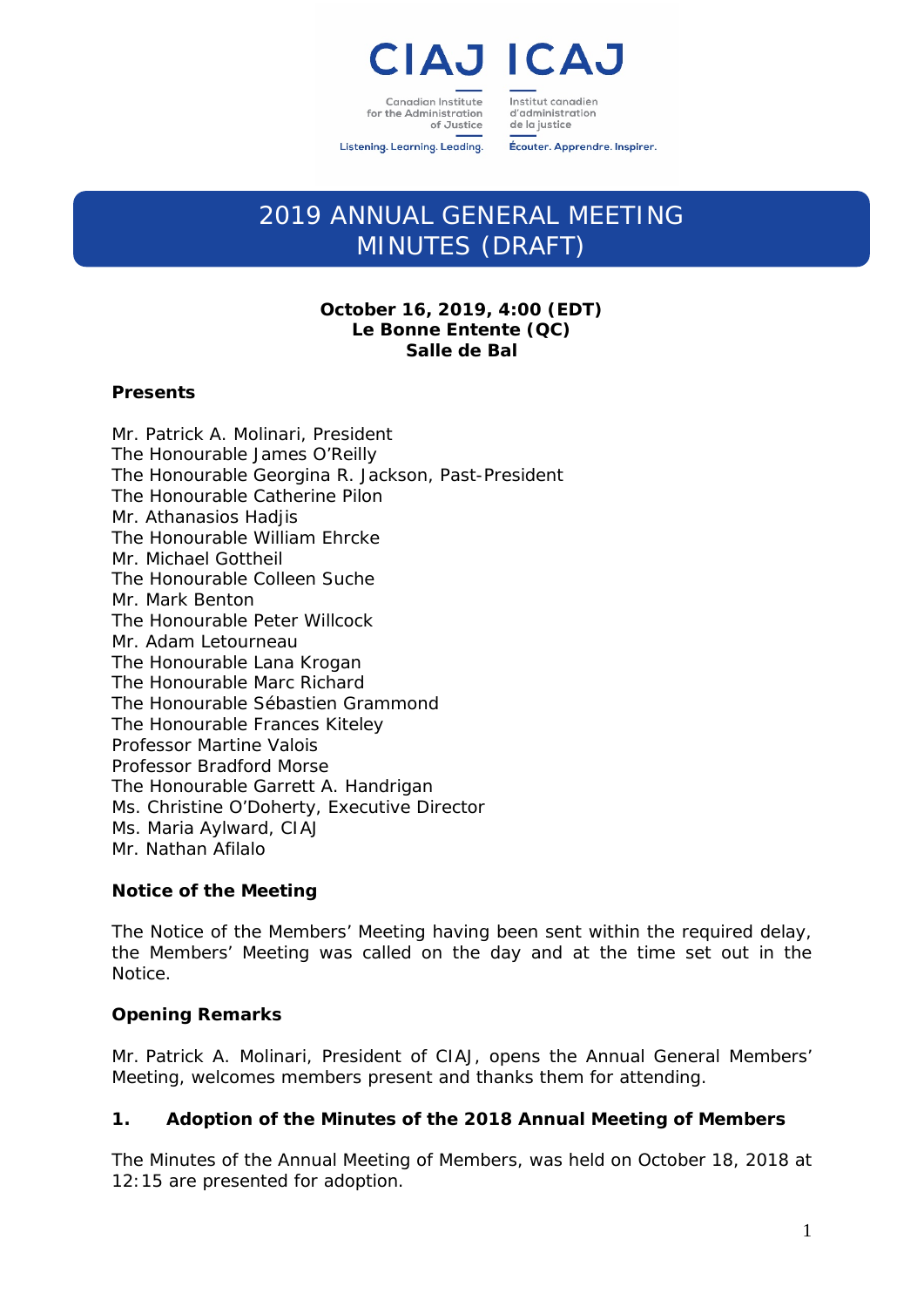CIAJ ICAJ

Canadian Institute for the Administration of Justice

Institut canadien d'administration de la justice

Listening. Learning. Leading.

Écouter. Apprendre. Inspirer.

# 2019 ANNUAL GENERAL MEETING MINUTES (DRAFT)

**October 16, 2019, 4:00 (EDT)**
**Le Bonne Entente (QC)**
**Salle de Bal**

**Presents**

Mr. Patrick A. Molinari, President
The Honourable James O'Reilly
The Honourable Georgina R. Jackson, Past-President
The Honourable Catherine Pilon
Mr. Athanasios Hadjis
The Honourable William Ehrcke
Mr. Michael Gottheil
The Honourable Colleen Suche
Mr. Mark Benton
The Honourable Peter Willcock
Mr. Adam Letourneau
The Honourable Lana Krogan
The Honourable Marc Richard
The Honourable Sébastien Grammond
The Honourable Frances Kiteley
Professor Martine Valois
Professor Bradford Morse
The Honourable Garrett A. Handrigan
Ms. Christine O'Doherty, Executive Director
Ms. Maria Aylward, CIAJ
Mr. Nathan Afilalo

**Notice of the Meeting**

The Notice of the Members' Meeting having been sent within the required delay, the Members' Meeting was called on the day and at the time set out in the Notice.

**Opening Remarks**

Mr. Patrick A. Molinari, President of CIAJ, opens the Annual General Members' Meeting, welcomes members present and thanks them for attending.

**1. Adoption of the Minutes of the 2018 Annual Meeting of Members**

The Minutes of the Annual Meeting of Members, was held on October 18, 2018 at 12:15 are presented for adoption.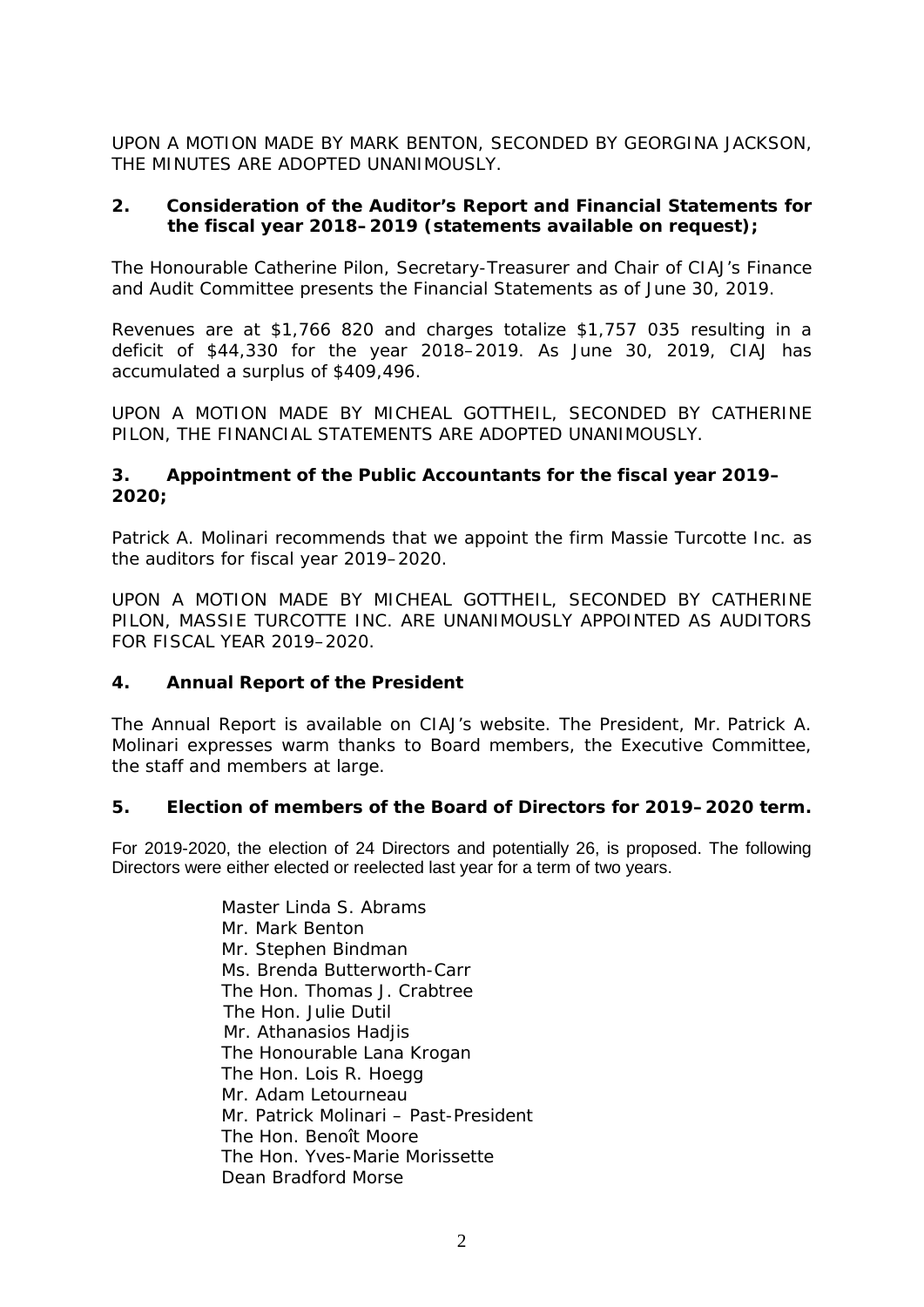UPON A MOTION MADE BY MARK BENTON, SECONDED BY GEORGINA JACKSON, THE MINUTES ARE ADOPTED UNANIMOUSLY.

**2. Consideration of the Auditor's Report and Financial Statements for the fiscal year 2018–2019 (statements available on request);**

The Honourable Catherine Pilon, Secretary-Treasurer and Chair of CIAJ's Finance and Audit Committee presents the Financial Statements as of June 30, 2019.

Revenues are at $1,766 820 and charges totalize $1,757 035 resulting in a deficit of $44,330 for the year 2018–2019. As June 30, 2019, CIAJ has accumulated a surplus of $409,496.

UPON A MOTION MADE BY MICHEAL GOTTHEIL, SECONDED BY CATHERINE PILON, THE FINANCIAL STATEMENTS ARE ADOPTED UNANIMOUSLY.

**3. Appointment of the Public Accountants for the fiscal year 2019–2020;**

Patrick A. Molinari recommends that we appoint the firm Massie Turcotte Inc. as the auditors for fiscal year 2019–2020.

UPON A MOTION MADE BY MICHEAL GOTTHEIL, SECONDED BY CATHERINE PILON, MASSIE TURCOTTE INC. ARE UNANIMOUSLY APPOINTED AS AUDITORS FOR FISCAL YEAR 2019–2020.

**4. Annual Report of the President**

The Annual Report is available on CIAJ's website. The President, Mr. Patrick A. Molinari expresses warm thanks to Board members, the Executive Committee, the staff and members at large.

**5. Election of members of the Board of Directors for 2019–2020 term.**

For 2019-2020, the election of 24 Directors and potentially 26, is proposed. The following Directors were either elected or reelected last year for a term of two years.

Master Linda S. Abrams
Mr. Mark Benton
Mr. Stephen Bindman
Ms. Brenda Butterworth-Carr
The Hon. Thomas J. Crabtree
The Hon. Julie Dutil
Mr. Athanasios Hadjis
The Honourable Lana Krogan
The Hon. Lois R. Hoegg
Mr. Adam Letourneau
Mr. Patrick Molinari – Past-President
The Hon. Benoît Moore
The Hon. Yves-Marie Morissette
Dean Bradford Morse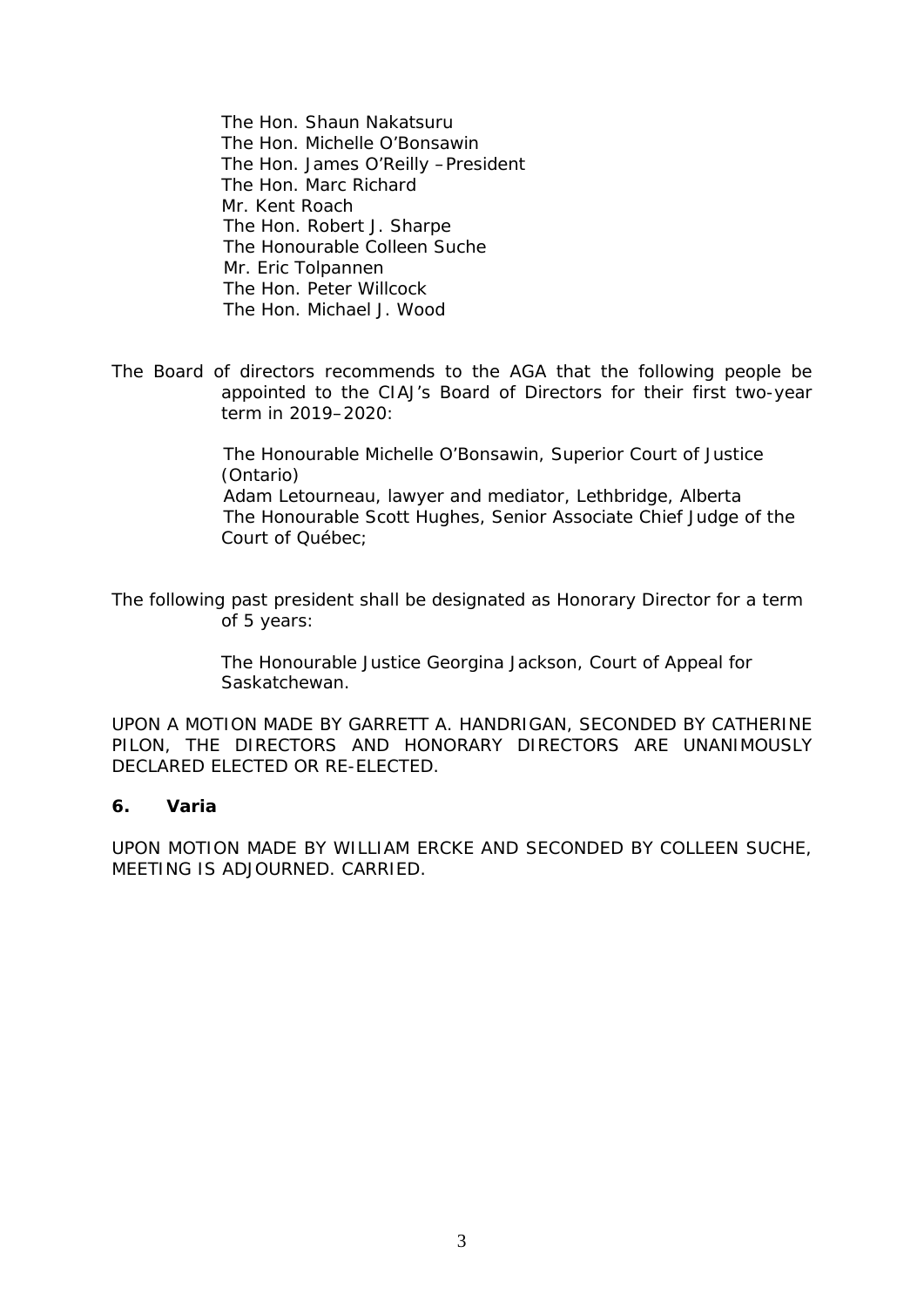The Hon. Shaun Nakatsuru
The Hon. Michelle O'Bonsawin
The Hon. James O'Reilly –President
The Hon. Marc Richard
Mr. Kent Roach
The Hon. Robert J. Sharpe
The Honourable Colleen Suche
Mr. Eric Tolpannen
The Hon. Peter Willcock
The Hon. Michael J. Wood

The Board of directors recommends to the AGA that the following people be appointed to the CIAJ's Board of Directors for their first two-year term in 2019–2020:

The Honourable Michelle O'Bonsawin, Superior Court of Justice (Ontario)
Adam Letourneau, lawyer and mediator, Lethbridge, Alberta
The Honourable Scott Hughes, Senior Associate Chief Judge of the Court of Québec;

The following past president shall be designated as Honorary Director for a term of 5 years:

The Honourable Justice Georgina Jackson, Court of Appeal for Saskatchewan.

UPON A MOTION MADE BY GARRETT A. HANDRIGAN, SECONDED BY CATHERINE PILON, THE DIRECTORS AND HONORARY DIRECTORS ARE UNANIMOUSLY DECLARED ELECTED OR RE-ELECTED.

## 6. Varia

UPON MOTION MADE BY WILLIAM ERCKE AND SECONDED BY COLLEEN SUCHE, MEETING IS ADJOURNED. CARRIED.